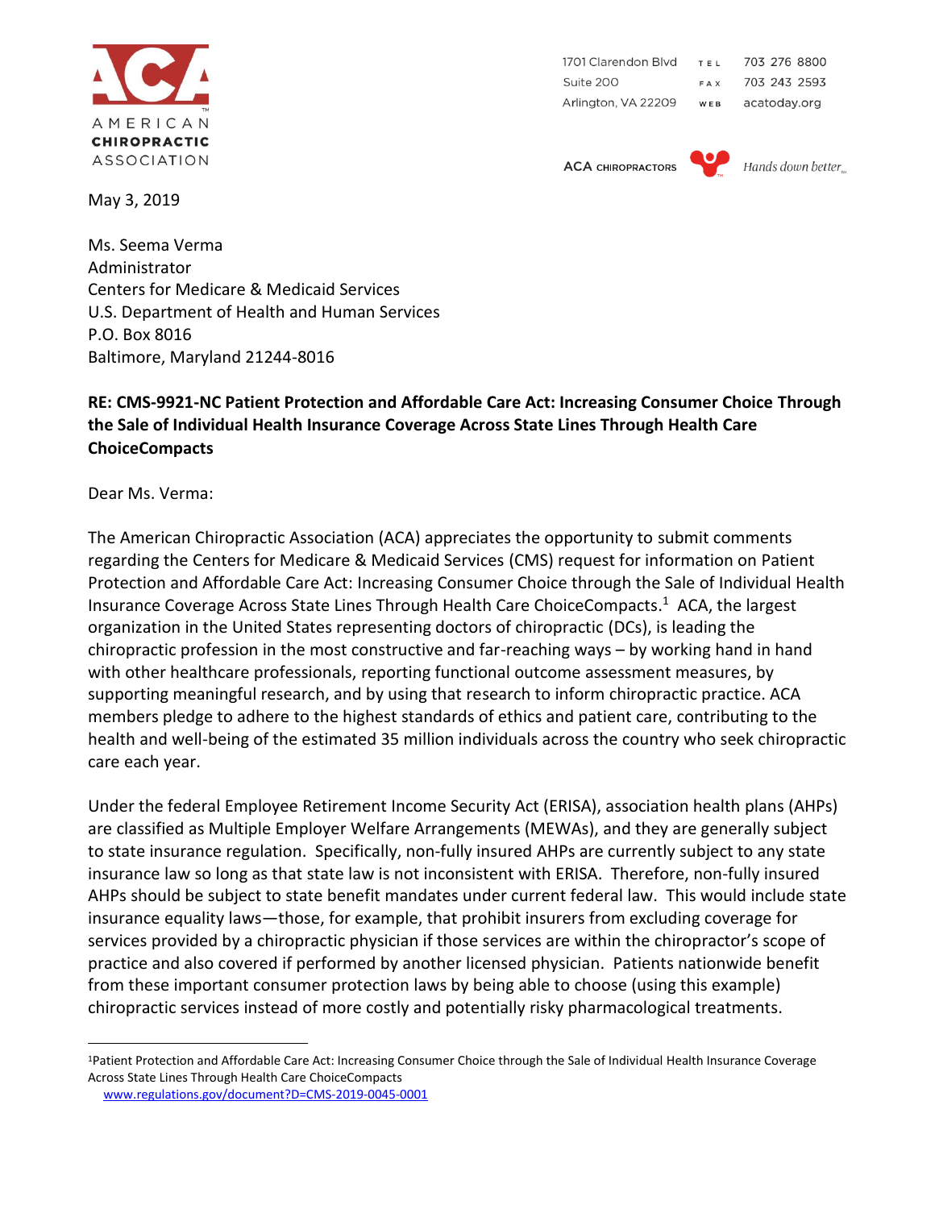AMERICAN CHIROPRACTIC ASSOCIATION

1701 Clarendon Blvd
Suite 200
Arlington, VA 22209

TEL 703 276 8800
FAX 703 243 2593
WEB acatoday.org

ACA CHIROPRACTORS *Hands down better*

May 3, 2019

Ms. Seema Verma
Administrator
Centers for Medicare & Medicaid Services
U.S. Department of Health and Human Services
P.O. Box 8016
Baltimore, Maryland 21244-8016

**RE: CMS-9921-NC Patient Protection and Affordable Care Act: Increasing Consumer Choice Through the Sale of Individual Health Insurance Coverage Across State Lines Through Health Care ChoiceCompacts**

Dear Ms. Verma:

The American Chiropractic Association (ACA) appreciates the opportunity to submit comments regarding the Centers for Medicare & Medicaid Services (CMS) request for information on Patient Protection and Affordable Care Act: Increasing Consumer Choice through the Sale of Individual Health Insurance Coverage Across State Lines Through Health Care ChoiceCompacts.[1] ACA, the largest organization in the United States representing doctors of chiropractic (DCs), is leading the chiropractic profession in the most constructive and far-reaching ways – by working hand in hand with other healthcare professionals, reporting functional outcome assessment measures, by supporting meaningful research, and by using that research to inform chiropractic practice. ACA members pledge to adhere to the highest standards of ethics and patient care, contributing to the health and well-being of the estimated 35 million individuals across the country who seek chiropractic care each year.

Under the federal Employee Retirement Income Security Act (ERISA), association health plans (AHPs) are classified as Multiple Employer Welfare Arrangements (MEWAs), and they are generally subject to state insurance regulation. Specifically, non-fully insured AHPs are currently subject to any state insurance law so long as that state law is not inconsistent with ERISA. Therefore, non-fully insured AHPs should be subject to state benefit mandates under current federal law. This would include state insurance equality laws—those, for example, that prohibit insurers from excluding coverage for services provided by a chiropractic physician if those services are within the chiropractor's scope of practice and also covered if performed by another licensed physician. Patients nationwide benefit from these important consumer protection laws by being able to choose (using this example) chiropractic services instead of more costly and potentially risky pharmacological treatments.

---

[1]Patient Protection and Affordable Care Act: Increasing Consumer Choice through the Sale of Individual Health Insurance Coverage Across State Lines Through Health Care ChoiceCompacts
www.regulations.gov/document?D=CMS-2019-0045-0001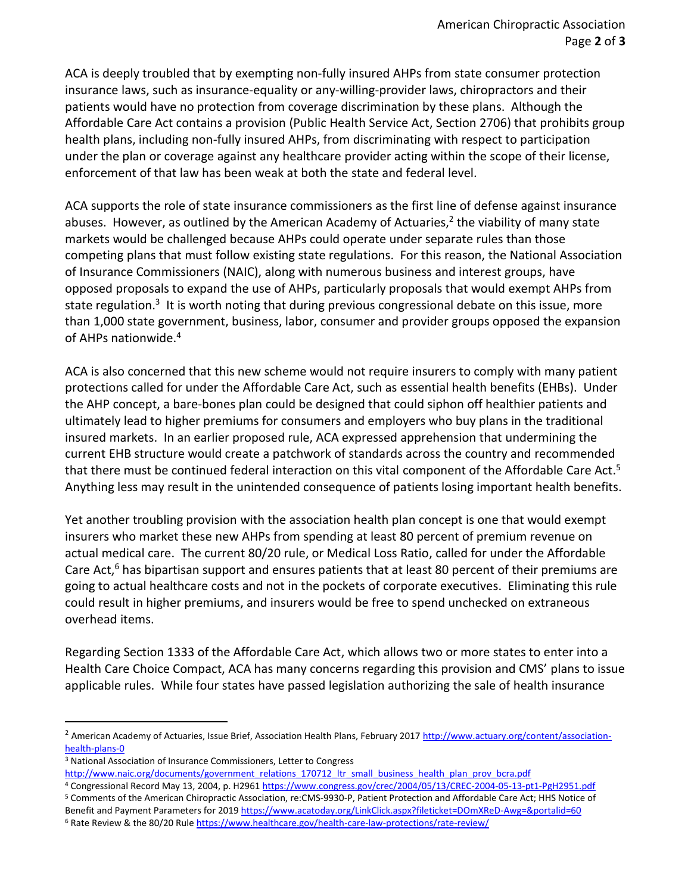ACA is deeply troubled that by exempting non-fully insured AHPs from state consumer protection insurance laws, such as insurance-equality or any-willing-provider laws, chiropractors and their patients would have no protection from coverage discrimination by these plans. Although the Affordable Care Act contains a provision (Public Health Service Act, Section 2706) that prohibits group health plans, including non-fully insured AHPs, from discriminating with respect to participation under the plan or coverage against any healthcare provider acting within the scope of their license, enforcement of that law has been weak at both the state and federal level.

ACA supports the role of state insurance commissioners as the first line of defense against insurance abuses. However, as outlined by the American Academy of Actuaries,[2] the viability of many state markets would be challenged because AHPs could operate under separate rules than those competing plans that must follow existing state regulations. For this reason, the National Association of Insurance Commissioners (NAIC), along with numerous business and interest groups, have opposed proposals to expand the use of AHPs, particularly proposals that would exempt AHPs from state regulation.[3] It is worth noting that during previous congressional debate on this issue, more than 1,000 state government, business, labor, consumer and provider groups opposed the expansion of AHPs nationwide.[4]

ACA is also concerned that this new scheme would not require insurers to comply with many patient protections called for under the Affordable Care Act, such as essential health benefits (EHBs). Under the AHP concept, a bare-bones plan could be designed that could siphon off healthier patients and ultimately lead to higher premiums for consumers and employers who buy plans in the traditional insured markets. In an earlier proposed rule, ACA expressed apprehension that undermining the current EHB structure would create a patchwork of standards across the country and recommended that there must be continued federal interaction on this vital component of the Affordable Care Act.[5] Anything less may result in the unintended consequence of patients losing important health benefits.

Yet another troubling provision with the association health plan concept is one that would exempt insurers who market these new AHPs from spending at least 80 percent of premium revenue on actual medical care. The current 80/20 rule, or Medical Loss Ratio, called for under the Affordable Care Act,[6] has bipartisan support and ensures patients that at least 80 percent of their premiums are going to actual healthcare costs and not in the pockets of corporate executives. Eliminating this rule could result in higher premiums, and insurers would be free to spend unchecked on extraneous overhead items.

Regarding Section 1333 of the Affordable Care Act, which allows two or more states to enter into a Health Care Choice Compact, ACA has many concerns regarding this provision and CMS' plans to issue applicable rules. While four states have passed legislation authorizing the sale of health insurance

---

[2] American Academy of Actuaries, Issue Brief, Association Health Plans, February 2017 http://www.actuary.org/content/association-health-plans-0

[3] National Association of Insurance Commissioners, Letter to Congress http://www.naic.org/documents/government_relations_170712_ltr_small_business_health_plan_prov_bcra.pdf

[4] Congressional Record May 13, 2004, p. H2961 https://www.congress.gov/crec/2004/05/13/CREC-2004-05-13-pt1-PgH2951.pdf

[5] Comments of the American Chiropractic Association, re:CMS-9930-P, Patient Protection and Affordable Care Act; HHS Notice of Benefit and Payment Parameters for 2019 https://www.acatoday.org/LinkClick.aspx?fileticket=DOmXReD-Awg=&portalid=60

[6] Rate Review & the 80/20 Rule https://www.healthcare.gov/health-care-law-protections/rate-review/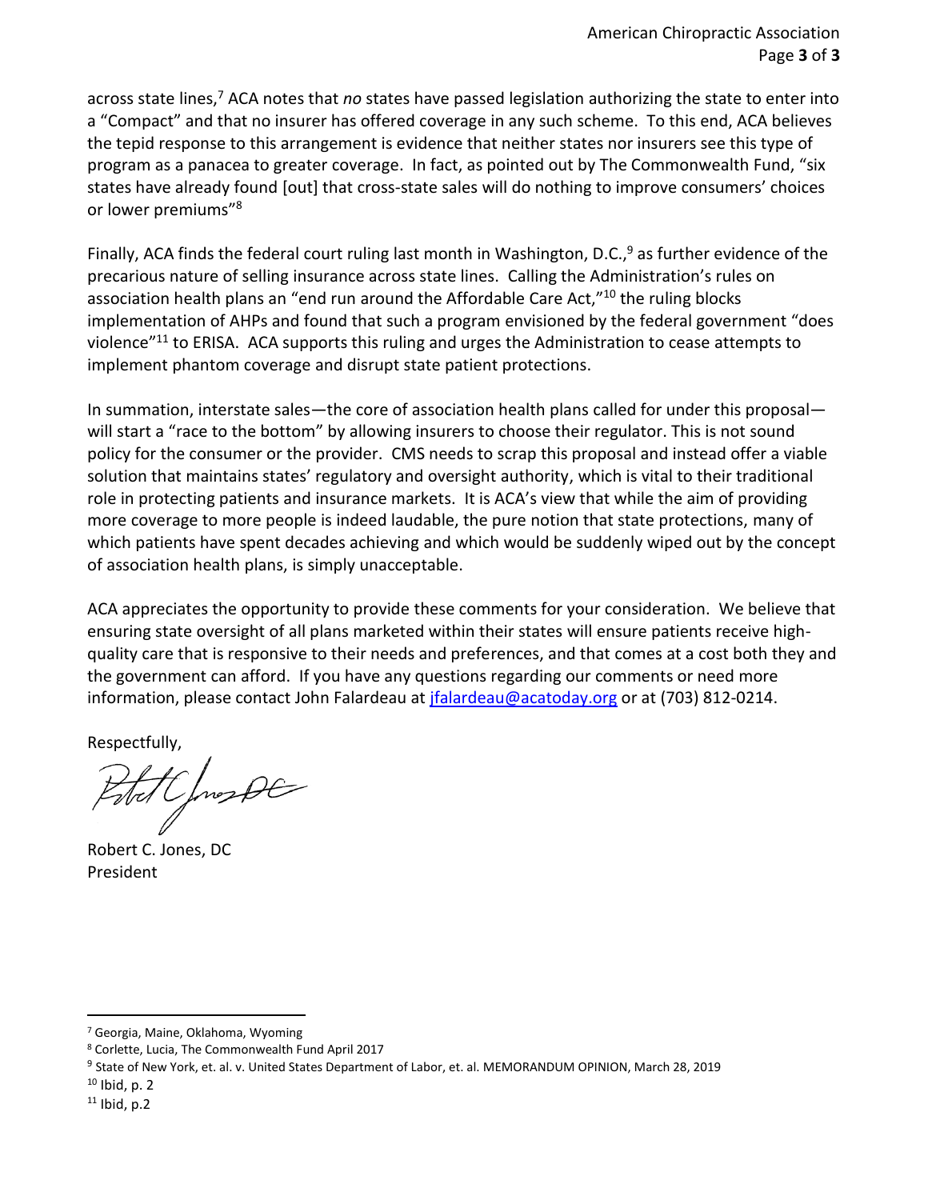across state lines,[7] ACA notes that *no* states have passed legislation authorizing the state to enter into a "Compact" and that no insurer has offered coverage in any such scheme. To this end, ACA believes the tepid response to this arrangement is evidence that neither states nor insurers see this type of program as a panacea to greater coverage. In fact, as pointed out by The Commonwealth Fund, "six states have already found [out] that cross-state sales will do nothing to improve consumers' choices or lower premiums"[8]

Finally, ACA finds the federal court ruling last month in Washington, D.C.,[9] as further evidence of the precarious nature of selling insurance across state lines. Calling the Administration's rules on association health plans an "end run around the Affordable Care Act,"[10] the ruling blocks implementation of AHPs and found that such a program envisioned by the federal government "does violence"[11] to ERISA. ACA supports this ruling and urges the Administration to cease attempts to implement phantom coverage and disrupt state patient protections.

In summation, interstate sales—the core of association health plans called for under this proposal—will start a "race to the bottom" by allowing insurers to choose their regulator. This is not sound policy for the consumer or the provider. CMS needs to scrap this proposal and instead offer a viable solution that maintains states' regulatory and oversight authority, which is vital to their traditional role in protecting patients and insurance markets. It is ACA's view that while the aim of providing more coverage to more people is indeed laudable, the pure notion that state protections, many of which patients have spent decades achieving and which would be suddenly wiped out by the concept of association health plans, is simply unacceptable.

ACA appreciates the opportunity to provide these comments for your consideration. We believe that ensuring state oversight of all plans marketed within their states will ensure patients receive high-quality care that is responsive to their needs and preferences, and that comes at a cost both they and the government can afford. If you have any questions regarding our comments or need more information, please contact John Falardeau at [jfalardeau@acatoday.org](mailto:jfalardeau@acatoday.org) or at (703) 812-0214.

Respectfully,

Robert C. Jones, DC
President

---

[7] Georgia, Maine, Oklahoma, Wyoming

[8] Corlette, Lucia, The Commonwealth Fund April 2017

[9] State of New York, et. al. v. United States Department of Labor, et. al. MEMORANDUM OPINION, March 28, 2019

[10] Ibid, p. 2

[11] Ibid, p.2